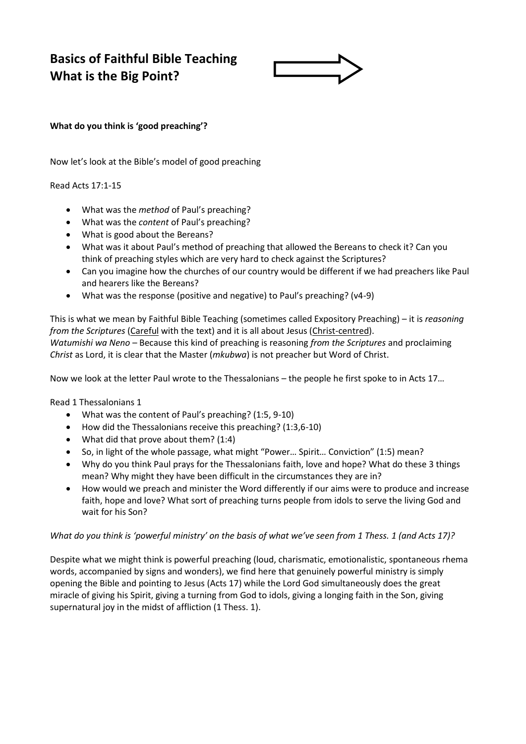# Basics of Faithful Bible Teaching
# What is the Big Point?

**What do you think is 'good preaching'?**

Now let's look at the Bible's model of good preaching

Read Acts 17:1-15

- What was the *method* of Paul's preaching?
- What was the *content* of Paul's preaching?
- What is good about the Bereans?
- What was it about Paul's method of preaching that allowed the Bereans to check it? Can you think of preaching styles which are very hard to check against the Scriptures?
- Can you imagine how the churches of our country would be different if we had preachers like Paul and hearers like the Bereans?
- What was the response (positive and negative) to Paul's preaching? (v4-9)

This is what we mean by Faithful Bible Teaching (sometimes called Expository Preaching) – it is *reasoning from the Scriptures* (<u>Careful</u> with the text) and it is all about Jesus (<u>Christ-centred</u>).
*Watumishi wa Neno* – Because this kind of preaching is reasoning *from the Scriptures* and proclaiming *Christ* as Lord, it is clear that the Master (*mkubwa*) is not preacher but Word of Christ.

Now we look at the letter Paul wrote to the Thessalonians – the people he first spoke to in Acts 17…

Read 1 Thessalonians 1

- What was the content of Paul's preaching? (1:5, 9-10)
- How did the Thessalonians receive this preaching? (1:3,6-10)
- What did that prove about them? (1:4)
- So, in light of the whole passage, what might "Power… Spirit… Conviction" (1:5) mean?
- Why do you think Paul prays for the Thessalonians faith, love and hope? What do these 3 things mean? Why might they have been difficult in the circumstances they are in?
- How would we preach and minister the Word differently if our aims were to produce and increase faith, hope and love? What sort of preaching turns people from idols to serve the living God and wait for his Son?

*What do you think is 'powerful ministry' on the basis of what we've seen from 1 Thess. 1 (and Acts 17)?*

Despite what we might think is powerful preaching (loud, charismatic, emotionalistic, spontaneous rhema words, accompanied by signs and wonders), we find here that genuinely powerful ministry is simply opening the Bible and pointing to Jesus (Acts 17) while the Lord God simultaneously does the great miracle of giving his Spirit, giving a turning from God to idols, giving a longing faith in the Son, giving supernatural joy in the midst of affliction (1 Thess. 1).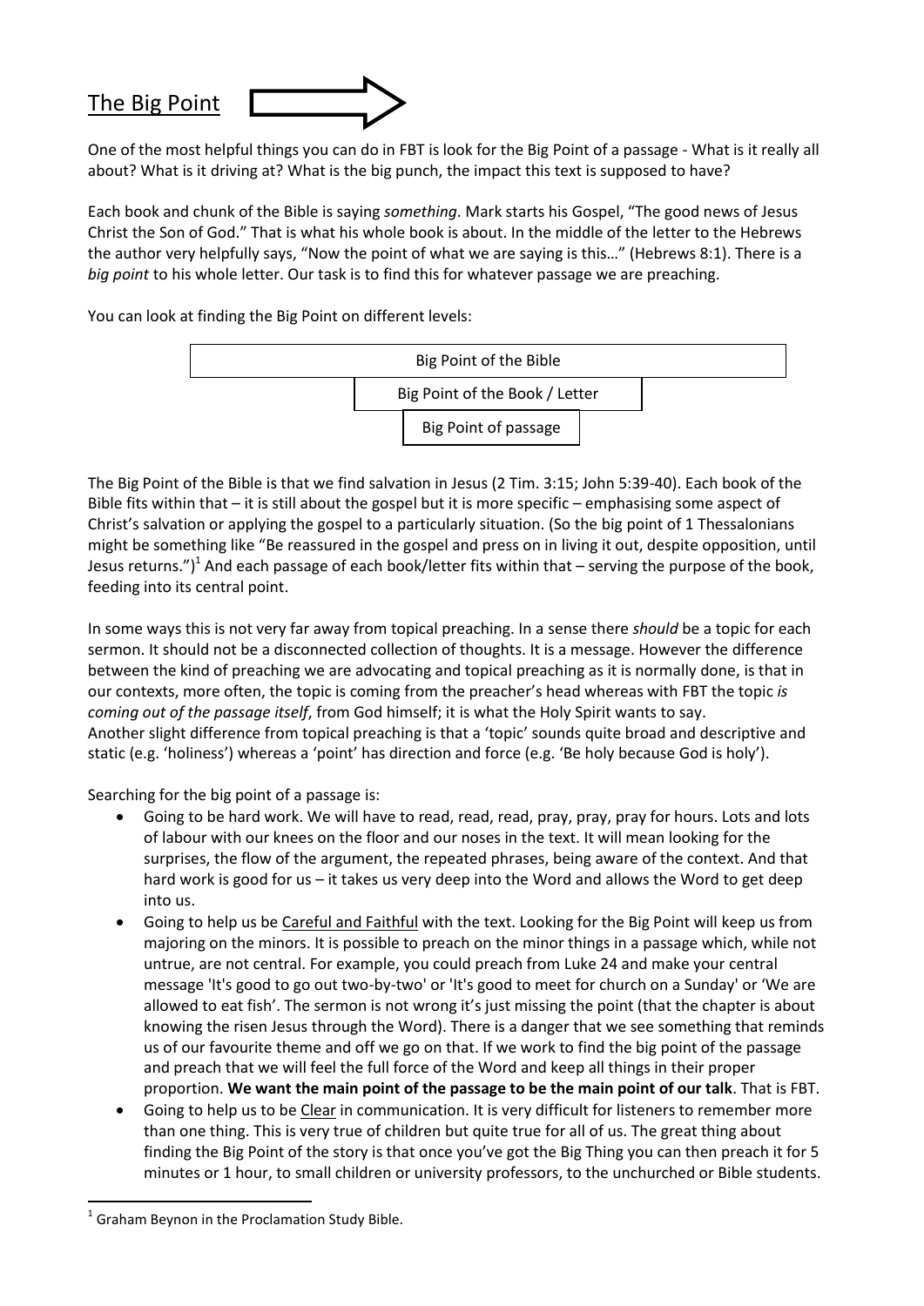## The Big Point

One of the most helpful things you can do in FBT is look for the Big Point of a passage - What is it really all about? What is it driving at? What is the big punch, the impact this text is supposed to have?

Each book and chunk of the Bible is saying *something*. Mark starts his Gospel, "The good news of Jesus Christ the Son of God." That is what his whole book is about. In the middle of the letter to the Hebrews the author very helpfully says, "Now the point of what we are saying is this…" (Hebrews 8:1). There is a *big point* to his whole letter. Our task is to find this for whatever passage we are preaching.

You can look at finding the Big Point on different levels:

Big Point of the Bible

Big Point of the Book / Letter

Big Point of passage

The Big Point of the Bible is that we find salvation in Jesus (2 Tim. 3:15; John 5:39-40). Each book of the Bible fits within that – it is still about the gospel but it is more specific – emphasising some aspect of Christ's salvation or applying the gospel to a particularly situation. (So the big point of 1 Thessalonians might be something like "Be reassured in the gospel and press on in living it out, despite opposition, until Jesus returns.")[1] And each passage of each book/letter fits within that – serving the purpose of the book, feeding into its central point.

In some ways this is not very far away from topical preaching. In a sense there *should* be a topic for each sermon. It should not be a disconnected collection of thoughts. It is a message. However the difference between the kind of preaching we are advocating and topical preaching as it is normally done, is that in our contexts, more often, the topic is coming from the preacher's head whereas with FBT the topic *is coming out of the passage itself*, from God himself; it is what the Holy Spirit wants to say.
Another slight difference from topical preaching is that a 'topic' sounds quite broad and descriptive and static (e.g. 'holiness') whereas a 'point' has direction and force (e.g. 'Be holy because God is holy').

Searching for the big point of a passage is:

- Going to be hard work. We will have to read, read, read, pray, pray, pray for hours. Lots and lots of labour with our knees on the floor and our noses in the text. It will mean looking for the surprises, the flow of the argument, the repeated phrases, being aware of the context. And that hard work is good for us – it takes us very deep into the Word and allows the Word to get deep into us.
- Going to help us be Careful and Faithful with the text. Looking for the Big Point will keep us from majoring on the minors. It is possible to preach on the minor things in a passage which, while not untrue, are not central. For example, you could preach from Luke 24 and make your central message 'It's good to go out two-by-two' or 'It's good to meet for church on a Sunday' or 'We are allowed to eat fish'. The sermon is not wrong it's just missing the point (that the chapter is about knowing the risen Jesus through the Word). There is a danger that we see something that reminds us of our favourite theme and off we go on that. If we work to find the big point of the passage and preach that we will feel the full force of the Word and keep all things in their proper proportion. **We want the main point of the passage to be the main point of our talk**. That is FBT.
- Going to help us to be Clear in communication. It is very difficult for listeners to remember more than one thing. This is very true of children but quite true for all of us. The great thing about finding the Big Point of the story is that once you've got the Big Thing you can then preach it for 5 minutes or 1 hour, to small children or university professors, to the unchurched or Bible students.

[1] Graham Beynon in the Proclamation Study Bible.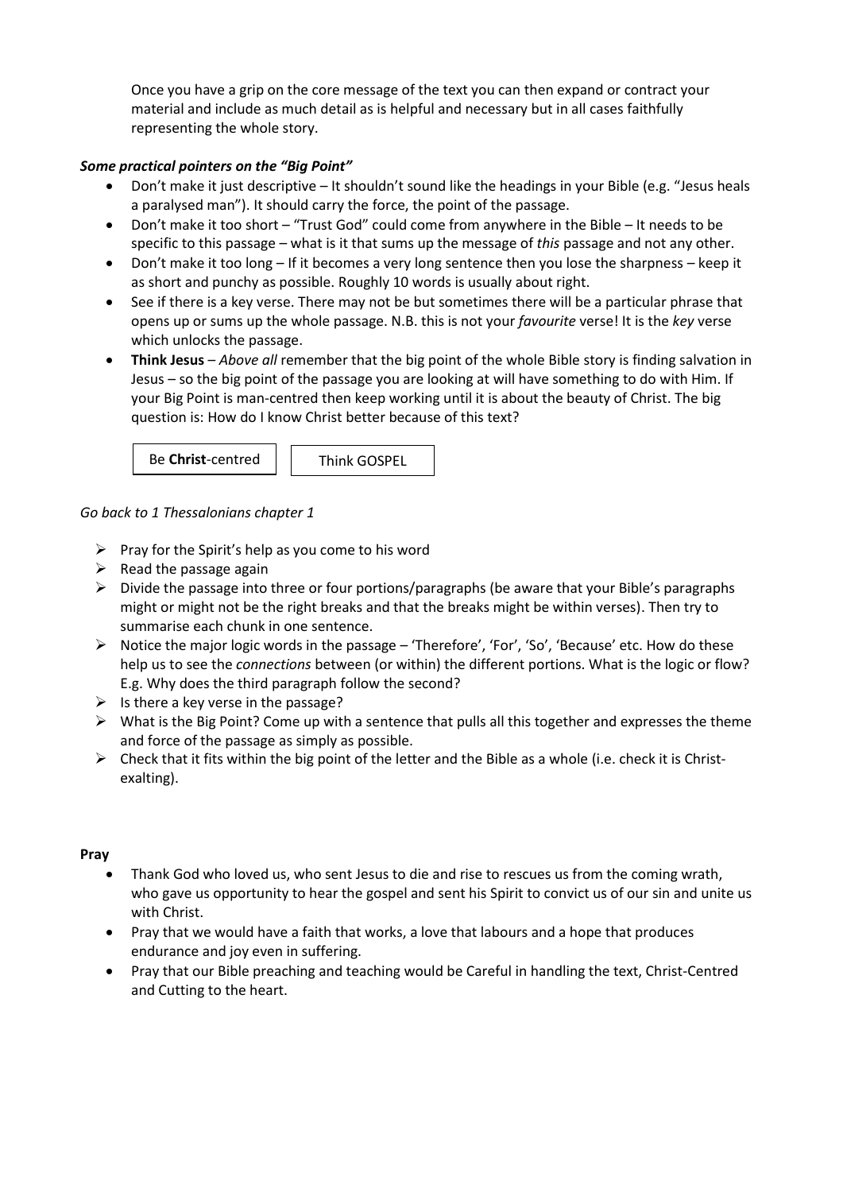Once you have a grip on the core message of the text you can then expand or contract your material and include as much detail as is helpful and necessary but in all cases faithfully representing the whole story.

***Some practical pointers on the "Big Point"***

- Don't make it just descriptive – It shouldn't sound like the headings in your Bible (e.g. "Jesus heals a paralysed man"). It should carry the force, the point of the passage.
- Don't make it too short – "Trust God" could come from anywhere in the Bible – It needs to be specific to this passage – what is it that sums up the message of *this* passage and not any other.
- Don't make it too long – If it becomes a very long sentence then you lose the sharpness – keep it as short and punchy as possible. Roughly 10 words is usually about right.
- See if there is a key verse. There may not be but sometimes there will be a particular phrase that opens up or sums up the whole passage. N.B. this is not your *favourite* verse! It is the *key* verse which unlocks the passage.
- **Think Jesus** – *Above all* remember that the big point of the whole Bible story is finding salvation in Jesus – so the big point of the passage you are looking at will have something to do with Him. If your Big Point is man-centred then keep working until it is about the beauty of Christ. The big question is: How do I know Christ better because of this text?

Be **Christ**-centred

Think GOSPEL

*Go back to 1 Thessalonians chapter 1*

- Pray for the Spirit's help as you come to his word
- Read the passage again
- Divide the passage into three or four portions/paragraphs (be aware that your Bible's paragraphs might or might not be the right breaks and that the breaks might be within verses). Then try to summarise each chunk in one sentence.
- Notice the major logic words in the passage – 'Therefore', 'For', 'So', 'Because' etc. How do these help us to see the *connections* between (or within) the different portions. What is the logic or flow? E.g. Why does the third paragraph follow the second?
- Is there a key verse in the passage?
- What is the Big Point? Come up with a sentence that pulls all this together and expresses the theme and force of the passage as simply as possible.
- Check that it fits within the big point of the letter and the Bible as a whole (i.e. check it is Christ-exalting).

**Pray**

- Thank God who loved us, who sent Jesus to die and rise to rescues us from the coming wrath, who gave us opportunity to hear the gospel and sent his Spirit to convict us of our sin and unite us with Christ.
- Pray that we would have a faith that works, a love that labours and a hope that produces endurance and joy even in suffering.
- Pray that our Bible preaching and teaching would be Careful in handling the text, Christ-Centred and Cutting to the heart.